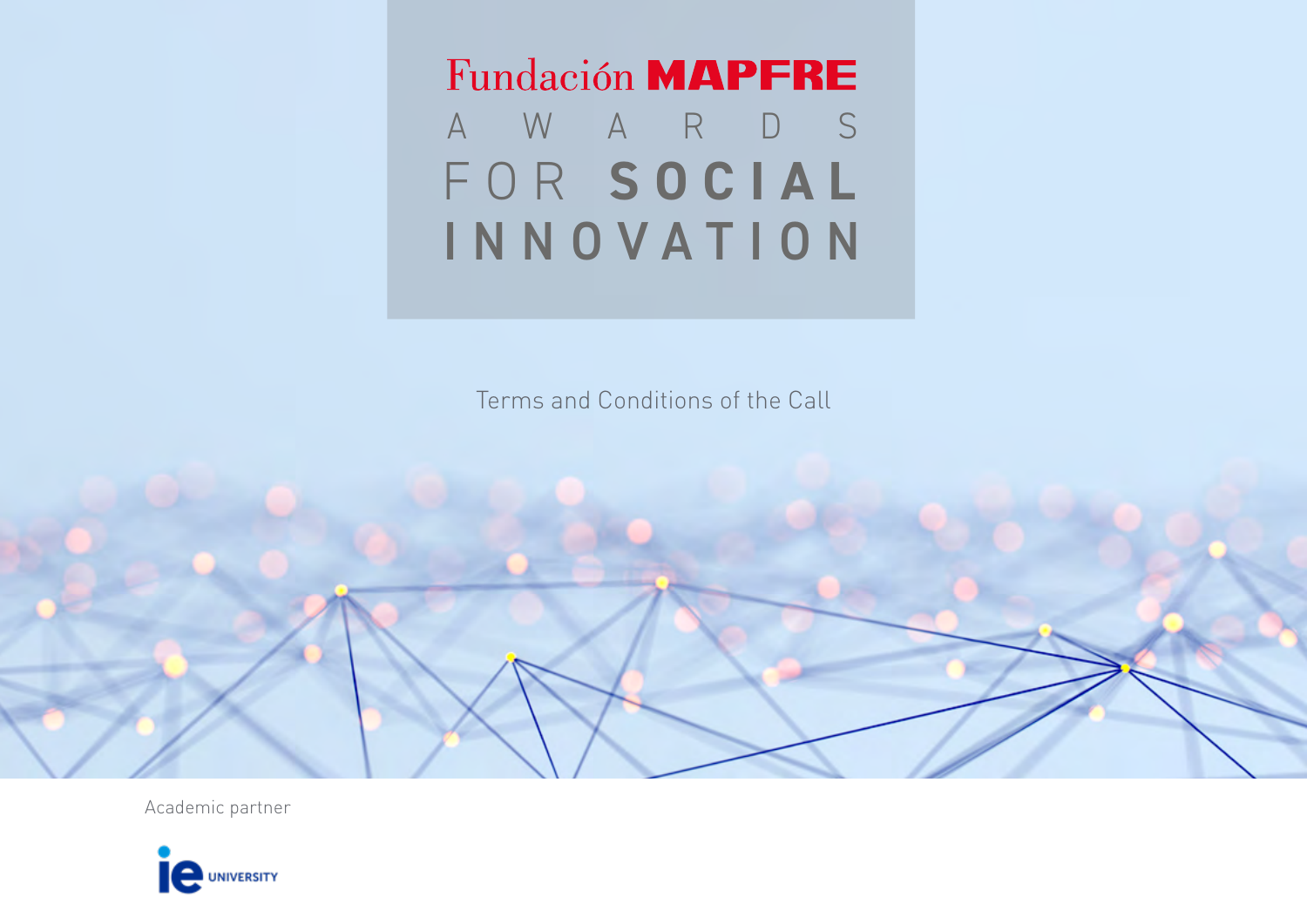# Fundación MAPFRE AWARDS FOR SOCIAL INNOVATION

Terms and Conditions of the Call

Academic partner

ie UNIVERSITY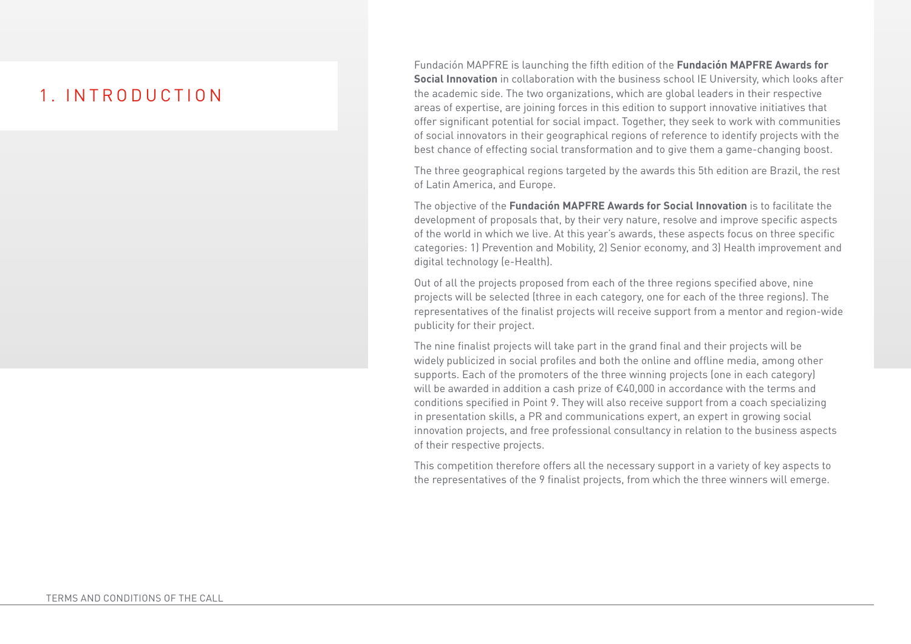# 1. INTRODUCTION

Fundación MAPFRE is launching the fifth edition of the **Fundación MAPFRE Awards for Social Innovation** in collaboration with the business school IE University, which looks after the academic side. The two organizations, which are global leaders in their respective areas of expertise, are joining forces in this edition to support innovative initiatives that offer significant potential for social impact. Together, they seek to work with communities of social innovators in their geographical regions of reference to identify projects with the best chance of effecting social transformation and to give them a game-changing boost.

The three geographical regions targeted by the awards this 5th edition are Brazil, the rest of Latin America, and Europe.

The objective of the **Fundación MAPFRE Awards for Social Innovation** is to facilitate the development of proposals that, by their very nature, resolve and improve specific aspects of the world in which we live. At this year's awards, these aspects focus on three specific categories: 1) Prevention and Mobility, 2) Senior economy, and 3) Health improvement and digital technology (e-Health).

Out of all the projects proposed from each of the three regions specified above, nine projects will be selected (three in each category, one for each of the three regions). The representatives of the finalist projects will receive support from a mentor and region-wide publicity for their project.

The nine finalist projects will take part in the grand final and their projects will be widely publicized in social profiles and both the online and offline media, among other supports. Each of the promoters of the three winning projects (one in each category) will be awarded in addition a cash prize of €40,000 in accordance with the terms and conditions specified in Point 9. They will also receive support from a coach specializing in presentation skills, a PR and communications expert, an expert in growing social innovation projects, and free professional consultancy in relation to the business aspects of their respective projects.

This competition therefore offers all the necessary support in a variety of key aspects to the representatives of the 9 finalist projects, from which the three winners will emerge.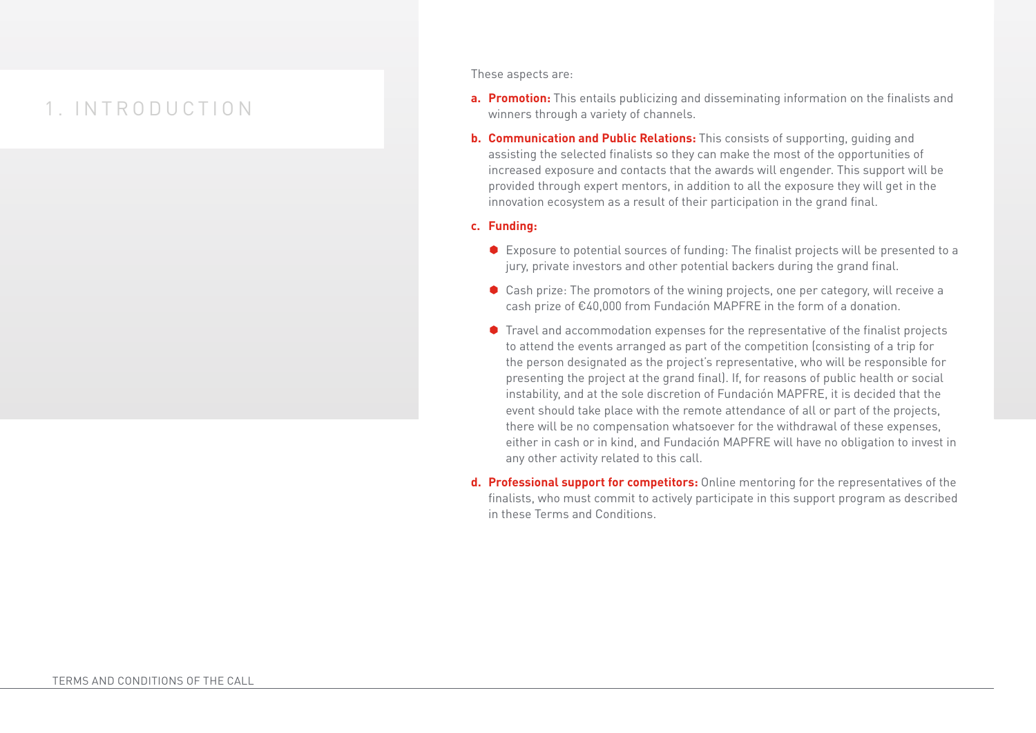# 1. INTRODUCTION

These aspects are:

**a. Promotion:** This entails publicizing and disseminating information on the finalists and winners through a variety of channels.

**b. Communication and Public Relations:** This consists of supporting, guiding and assisting the selected finalists so they can make the most of the opportunities of increased exposure and contacts that the awards will engender. This support will be provided through expert mentors, in addition to all the exposure they will get in the innovation ecosystem as a result of their participation in the grand final.

**c. Funding:**

- Exposure to potential sources of funding: The finalist projects will be presented to a jury, private investors and other potential backers during the grand final.
- Cash prize: The promotors of the wining projects, one per category, will receive a cash prize of €40,000 from Fundación MAPFRE in the form of a donation.
- Travel and accommodation expenses for the representative of the finalist projects to attend the events arranged as part of the competition (consisting of a trip for the person designated as the project's representative, who will be responsible for presenting the project at the grand final). If, for reasons of public health or social instability, and at the sole discretion of Fundación MAPFRE, it is decided that the event should take place with the remote attendance of all or part of the projects, there will be no compensation whatsoever for the withdrawal of these expenses, either in cash or in kind, and Fundación MAPFRE will have no obligation to invest in any other activity related to this call.

**d. Professional support for competitors:** Online mentoring for the representatives of the finalists, who must commit to actively participate in this support program as described in these Terms and Conditions.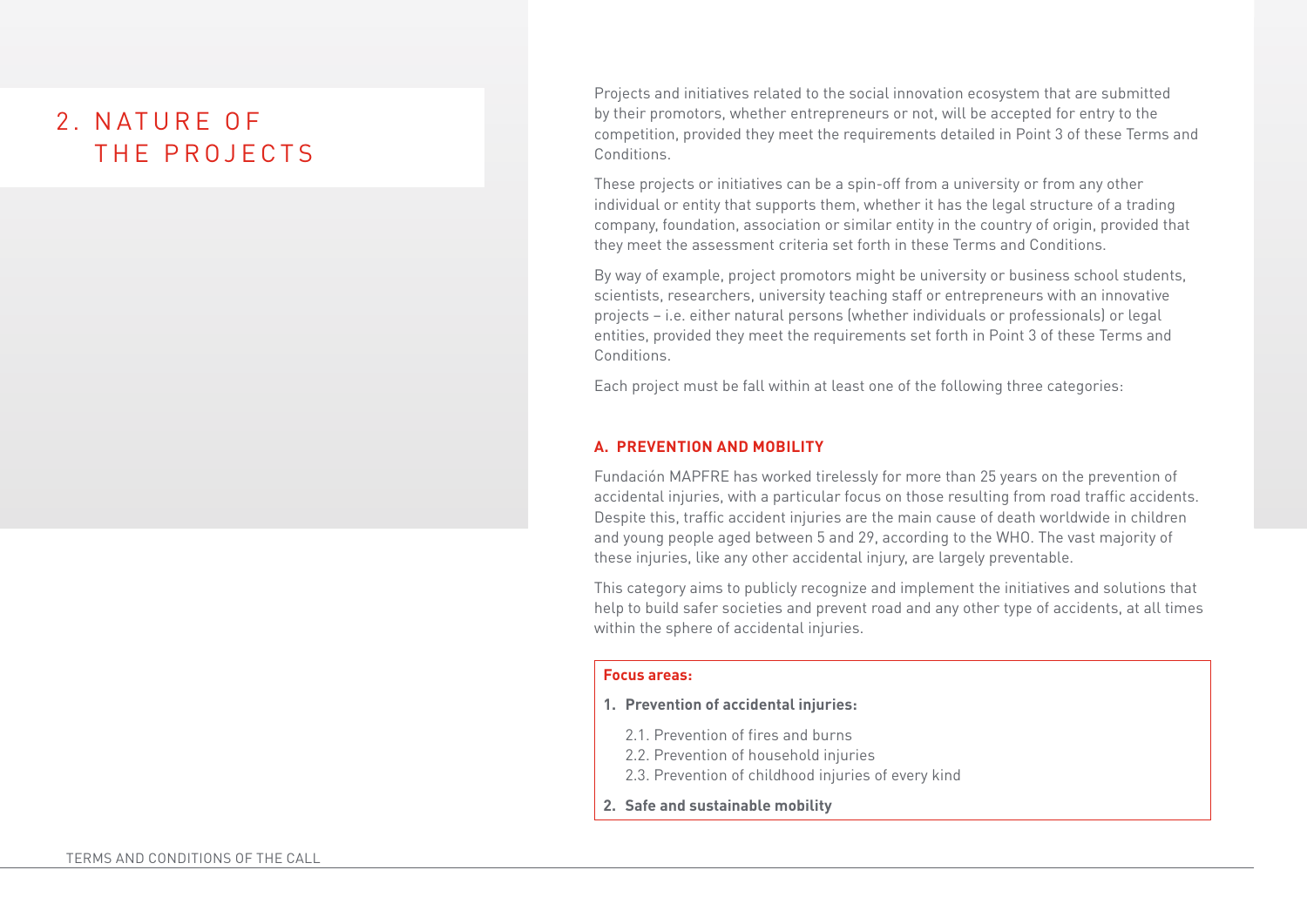# 2. NATURE OF THE PROJECTS

Projects and initiatives related to the social innovation ecosystem that are submitted by their promotors, whether entrepreneurs or not, will be accepted for entry to the competition, provided they meet the requirements detailed in Point 3 of these Terms and Conditions.

These projects or initiatives can be a spin-off from a university or from any other individual or entity that supports them, whether it has the legal structure of a trading company, foundation, association or similar entity in the country of origin, provided that they meet the assessment criteria set forth in these Terms and Conditions.

By way of example, project promotors might be university or business school students, scientists, researchers, university teaching staff or entrepreneurs with an innovative projects – i.e. either natural persons (whether individuals or professionals) or legal entities, provided they meet the requirements set forth in Point 3 of these Terms and Conditions.

Each project must be fall within at least one of the following three categories:

### A. PREVENTION AND MOBILITY

Fundación MAPFRE has worked tirelessly for more than 25 years on the prevention of accidental injuries, with a particular focus on those resulting from road traffic accidents. Despite this, traffic accident injuries are the main cause of death worldwide in children and young people aged between 5 and 29, according to the WHO. The vast majority of these injuries, like any other accidental injury, are largely preventable.

This category aims to publicly recognize and implement the initiatives and solutions that help to build safer societies and prevent road and any other type of accidents, at all times within the sphere of accidental injuries.

**Focus areas:**

1. **Prevention of accidental injuries:**

    2.1. Prevention of fires and burns
    2.2. Prevention of household injuries
    2.3. Prevention of childhood injuries of every kind

2. **Safe and sustainable mobility**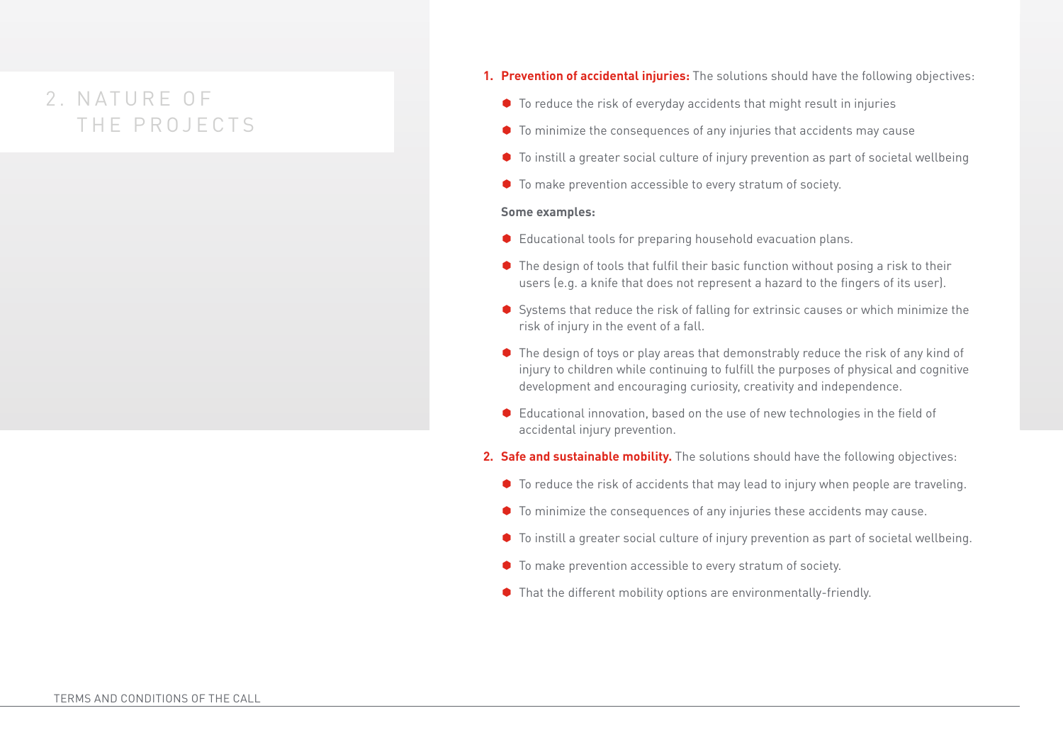# 2. NATURE OF THE PROJECTS

1. **Prevention of accidental injuries:** The solutions should have the following objectives:
   - To reduce the risk of everyday accidents that might result in injuries
   - To minimize the consequences of any injuries that accidents may cause
   - To instill a greater social culture of injury prevention as part of societal wellbeing
   - To make prevention accessible to every stratum of society.

   **Some examples:**

   - Educational tools for preparing household evacuation plans.
   - The design of tools that fulfil their basic function without posing a risk to their users (e.g. a knife that does not represent a hazard to the fingers of its user).
   - Systems that reduce the risk of falling for extrinsic causes or which minimize the risk of injury in the event of a fall.
   - The design of toys or play areas that demonstrably reduce the risk of any kind of injury to children while continuing to fulfill the purposes of physical and cognitive development and encouraging curiosity, creativity and independence.
   - Educational innovation, based on the use of new technologies in the field of accidental injury prevention.

2. **Safe and sustainable mobility.** The solutions should have the following objectives:
   - To reduce the risk of accidents that may lead to injury when people are traveling.
   - To minimize the consequences of any injuries these accidents may cause.
   - To instill a greater social culture of injury prevention as part of societal wellbeing.
   - To make prevention accessible to every stratum of society.
   - That the different mobility options are environmentally-friendly.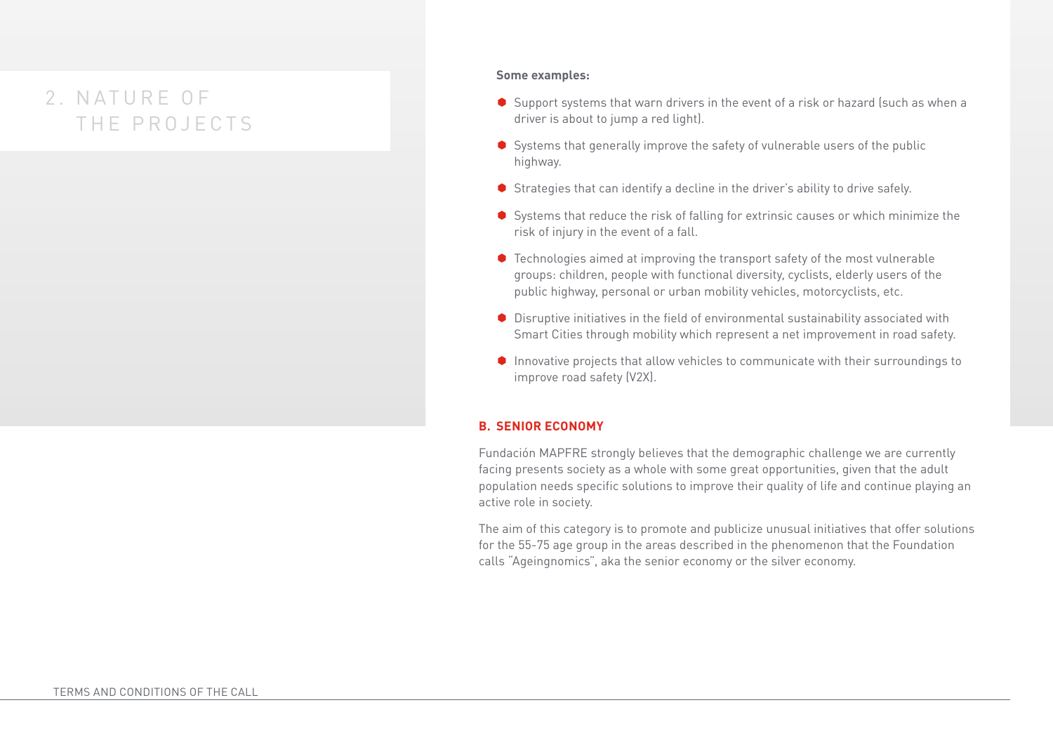## 2. NATURE OF THE PROJECTS

**Some examples:**

- Support systems that warn drivers in the event of a risk or hazard (such as when a driver is about to jump a red light).
- Systems that generally improve the safety of vulnerable users of the public highway.
- Strategies that can identify a decline in the driver's ability to drive safely.
- Systems that reduce the risk of falling for extrinsic causes or which minimize the risk of injury in the event of a fall.
- Technologies aimed at improving the transport safety of the most vulnerable groups: children, people with functional diversity, cyclists, elderly users of the public highway, personal or urban mobility vehicles, motorcyclists, etc.
- Disruptive initiatives in the field of environmental sustainability associated with Smart Cities through mobility which represent a net improvement in road safety.
- Innovative projects that allow vehicles to communicate with their surroundings to improve road safety (V2X).

### B. SENIOR ECONOMY

Fundación MAPFRE strongly believes that the demographic challenge we are currently facing presents society as a whole with some great opportunities, given that the adult population needs specific solutions to improve their quality of life and continue playing an active role in society.

The aim of this category is to promote and publicize unusual initiatives that offer solutions for the 55-75 age group in the areas described in the phenomenon that the Foundation calls "Ageingnomics", aka the senior economy or the silver economy.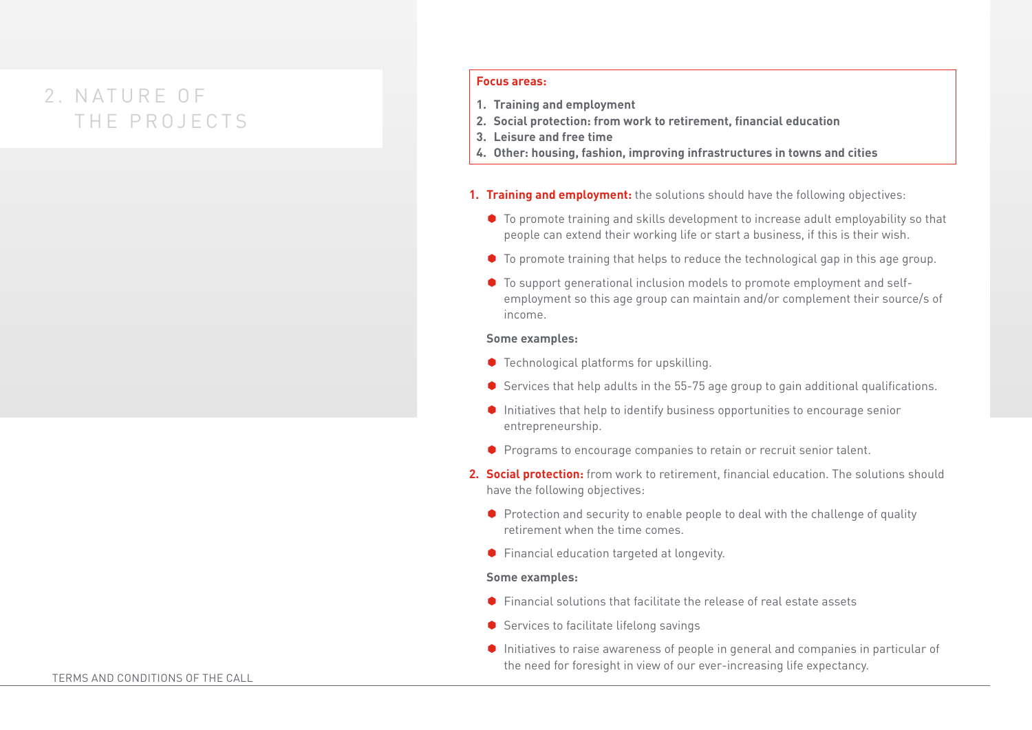# 2. NATURE OF THE PROJECTS

**Focus areas:**

1. **Training and employment**
2. **Social protection: from work to retirement, financial education**
3. **Leisure and free time**
4. **Other: housing, fashion, improving infrastructures in towns and cities**

1. **Training and employment:** the solutions should have the following objectives:
   - To promote training and skills development to increase adult employability so that people can extend their working life or start a business, if this is their wish.
   - To promote training that helps to reduce the technological gap in this age group.
   - To support generational inclusion models to promote employment and self-employment so this age group can maintain and/or complement their source/s of income.

   **Some examples:**

   - Technological platforms for upskilling.
   - Services that help adults in the 55-75 age group to gain additional qualifications.
   - Initiatives that help to identify business opportunities to encourage senior entrepreneurship.
   - Programs to encourage companies to retain or recruit senior talent.

2. **Social protection:** from work to retirement, financial education. The solutions should have the following objectives:
   - Protection and security to enable people to deal with the challenge of quality retirement when the time comes.
   - Financial education targeted at longevity.

   **Some examples:**

   - Financial solutions that facilitate the release of real estate assets
   - Services to facilitate lifelong savings
   - Initiatives to raise awareness of people in general and companies in particular of the need for foresight in view of our ever-increasing life expectancy.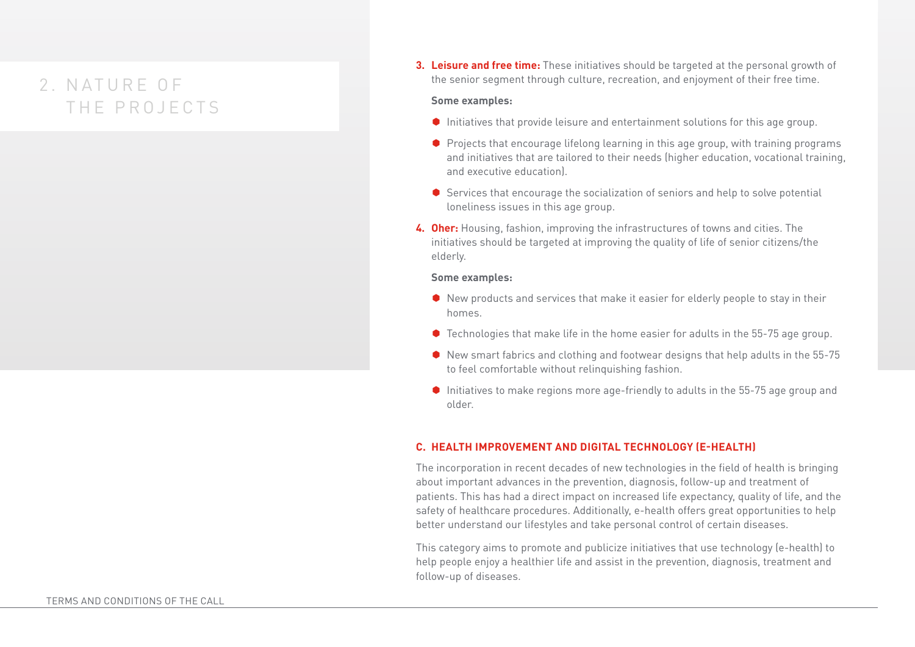## 2. NATURE OF THE PROJECTS

3. **Leisure and free time:** These initiatives should be targeted at the personal growth of the senior segment through culture, recreation, and enjoyment of their free time.

   **Some examples:**

   - Initiatives that provide leisure and entertainment solutions for this age group.
   - Projects that encourage lifelong learning in this age group, with training programs and initiatives that are tailored to their needs (higher education, vocational training, and executive education).
   - Services that encourage the socialization of seniors and help to solve potential loneliness issues in this age group.

4. **Oher:** Housing, fashion, improving the infrastructures of towns and cities. The initiatives should be targeted at improving the quality of life of senior citizens/the elderly.

   **Some examples:**

   - New products and services that make it easier for elderly people to stay in their homes.
   - Technologies that make life in the home easier for adults in the 55-75 age group.
   - New smart fabrics and clothing and footwear designs that help adults in the 55-75 to feel comfortable without relinquishing fashion.
   - Initiatives to make regions more age-friendly to adults in the 55-75 age group and older.

### C. HEALTH IMPROVEMENT AND DIGITAL TECHNOLOGY (E-HEALTH)

The incorporation in recent decades of new technologies in the field of health is bringing about important advances in the prevention, diagnosis, follow-up and treatment of patients. This has had a direct impact on increased life expectancy, quality of life, and the safety of healthcare procedures. Additionally, e-health offers great opportunities to help better understand our lifestyles and take personal control of certain diseases.

This category aims to promote and publicize initiatives that use technology (e-health) to help people enjoy a healthier life and assist in the prevention, diagnosis, treatment and follow-up of diseases.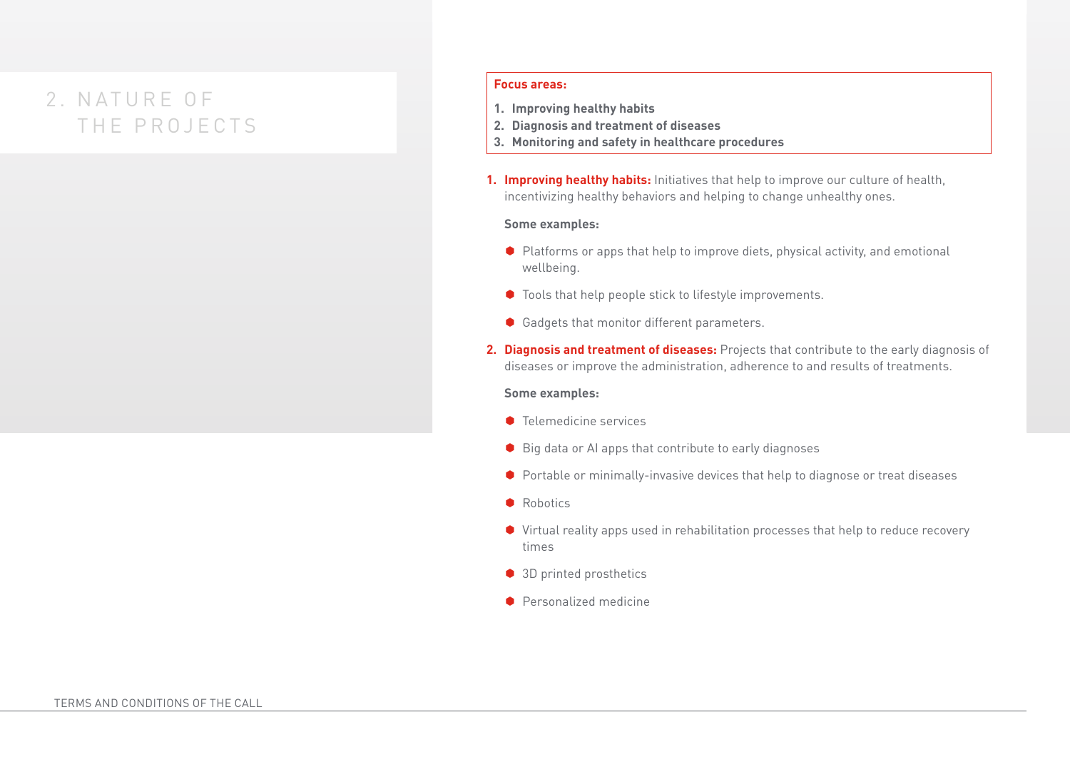# 2. NATURE OF THE PROJECTS

**Focus areas:**

1. **Improving healthy habits**
2. **Diagnosis and treatment of diseases**
3. **Monitoring and safety in healthcare procedures**

1. **Improving healthy habits:** Initiatives that help to improve our culture of health, incentivizing healthy behaviors and helping to change unhealthy ones.

   **Some examples:**

   - Platforms or apps that help to improve diets, physical activity, and emotional wellbeing.
   - Tools that help people stick to lifestyle improvements.
   - Gadgets that monitor different parameters.

2. **Diagnosis and treatment of diseases:** Projects that contribute to the early diagnosis of diseases or improve the administration, adherence to and results of treatments.

   **Some examples:**

   - Telemedicine services
   - Big data or AI apps that contribute to early diagnoses
   - Portable or minimally-invasive devices that help to diagnose or treat diseases
   - Robotics
   - Virtual reality apps used in rehabilitation processes that help to reduce recovery times
   - 3D printed prosthetics
   - Personalized medicine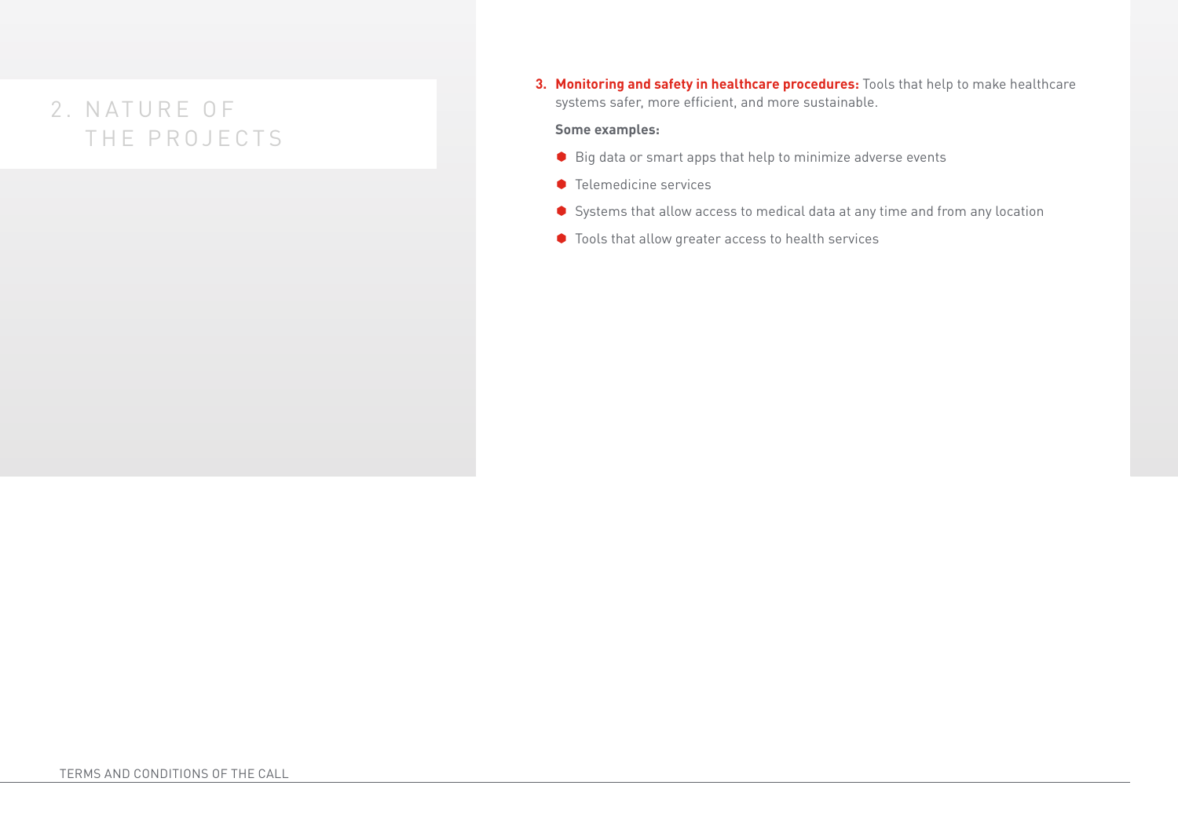## 2. NATURE OF THE PROJECTS

3. **Monitoring and safety in healthcare procedures:** Tools that help to make healthcare systems safer, more efficient, and more sustainable.

   **Some examples:**

   - Big data or smart apps that help to minimize adverse events
   - Telemedicine services
   - Systems that allow access to medical data at any time and from any location
   - Tools that allow greater access to health services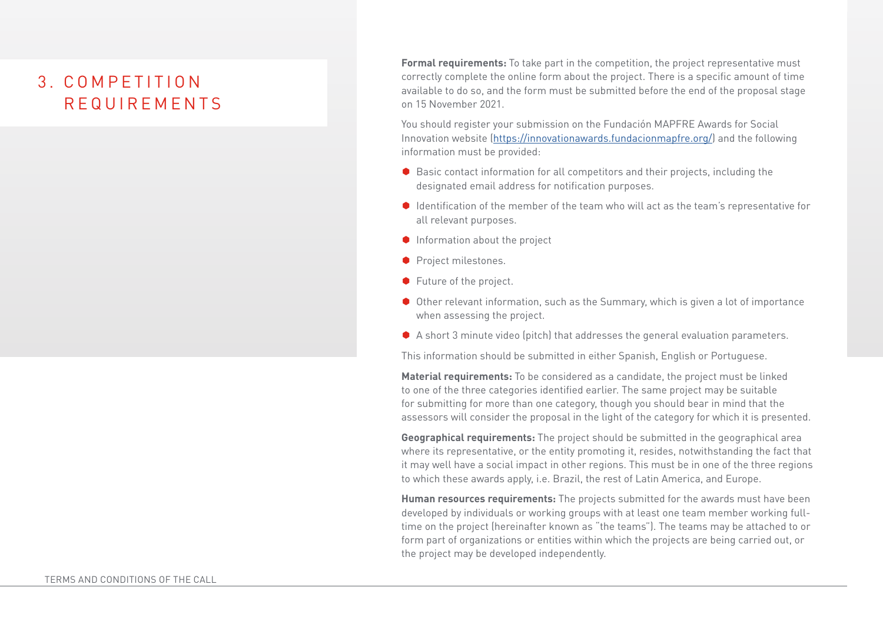# 3. COMPETITION REQUIREMENTS

**Formal requirements:** To take part in the competition, the project representative must correctly complete the online form about the project. There is a specific amount of time available to do so, and the form must be submitted before the end of the proposal stage on 15 November 2021.

You should register your submission on the Fundación MAPFRE Awards for Social Innovation website (https://innovationawards.fundacionmapfre.org/) and the following information must be provided:

- Basic contact information for all competitors and their projects, including the designated email address for notification purposes.
- Identification of the member of the team who will act as the team's representative for all relevant purposes.
- Information about the project
- Project milestones.
- Future of the project.
- Other relevant information, such as the Summary, which is given a lot of importance when assessing the project.
- A short 3 minute video (pitch) that addresses the general evaluation parameters.

This information should be submitted in either Spanish, English or Portuguese.

**Material requirements:** To be considered as a candidate, the project must be linked to one of the three categories identified earlier. The same project may be suitable for submitting for more than one category, though you should bear in mind that the assessors will consider the proposal in the light of the category for which it is presented.

**Geographical requirements:** The project should be submitted in the geographical area where its representative, or the entity promoting it, resides, notwithstanding the fact that it may well have a social impact in other regions. This must be in one of the three regions to which these awards apply, i.e. Brazil, the rest of Latin America, and Europe.

**Human resources requirements:** The projects submitted for the awards must have been developed by individuals or working groups with at least one team member working full-time on the project (hereinafter known as "the teams"). The teams may be attached to or form part of organizations or entities within which the projects are being carried out, or the project may be developed independently.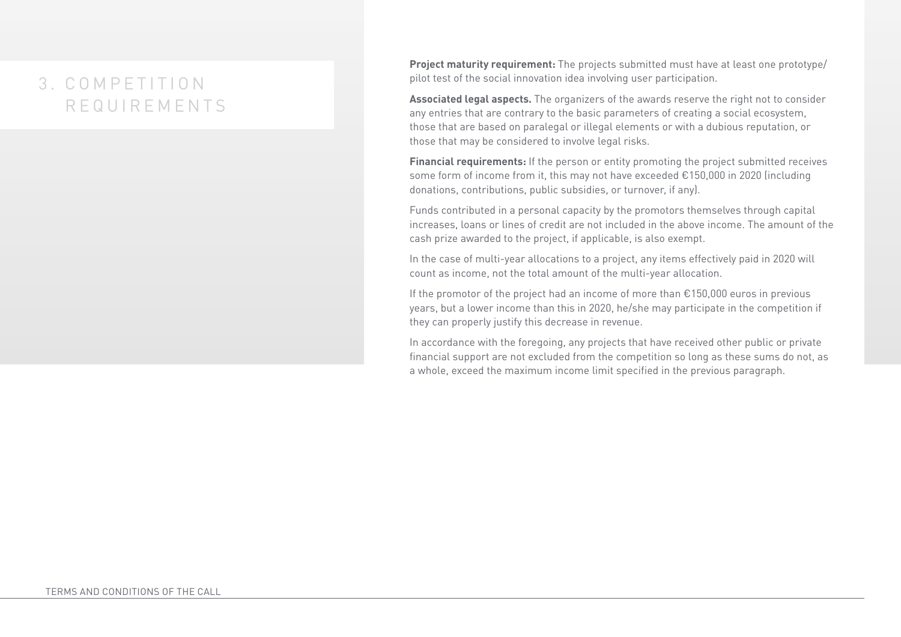# 3. COMPETITION REQUIREMENTS

**Project maturity requirement:** The projects submitted must have at least one prototype/ pilot test of the social innovation idea involving user participation.

**Associated legal aspects.** The organizers of the awards reserve the right not to consider any entries that are contrary to the basic parameters of creating a social ecosystem, those that are based on paralegal or illegal elements or with a dubious reputation, or those that may be considered to involve legal risks.

**Financial requirements:** If the person or entity promoting the project submitted receives some form of income from it, this may not have exceeded €150,000 in 2020 (including donations, contributions, public subsidies, or turnover, if any).

Funds contributed in a personal capacity by the promotors themselves through capital increases, loans or lines of credit are not included in the above income. The amount of the cash prize awarded to the project, if applicable, is also exempt.

In the case of multi-year allocations to a project, any items effectively paid in 2020 will count as income, not the total amount of the multi-year allocation.

If the promotor of the project had an income of more than €150,000 euros in previous years, but a lower income than this in 2020, he/she may participate in the competition if they can properly justify this decrease in revenue.

In accordance with the foregoing, any projects that have received other public or private financial support are not excluded from the competition so long as these sums do not, as a whole, exceed the maximum income limit specified in the previous paragraph.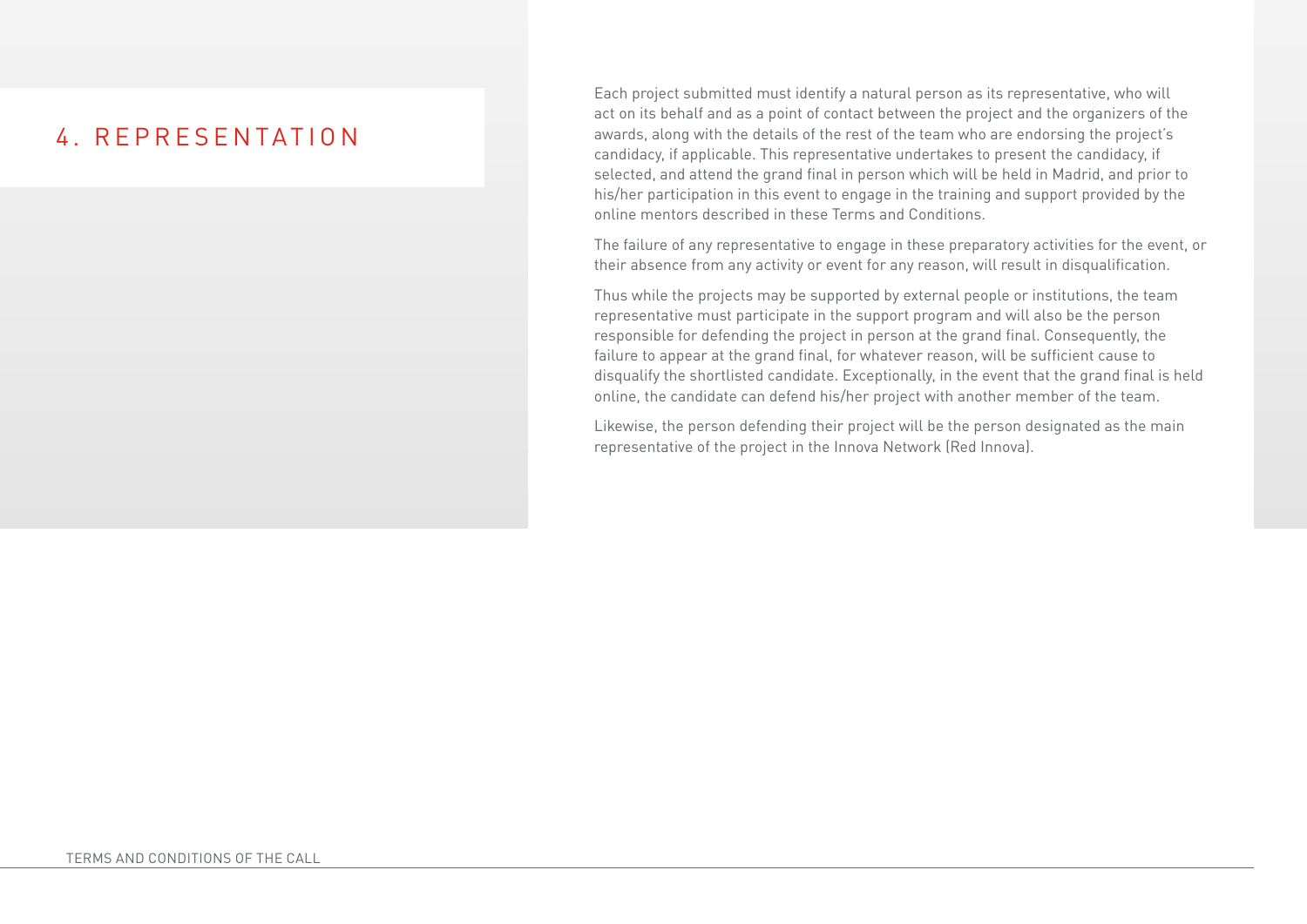# 4. REPRESENTATION

Each project submitted must identify a natural person as its representative, who will act on its behalf and as a point of contact between the project and the organizers of the awards, along with the details of the rest of the team who are endorsing the project's candidacy, if applicable. This representative undertakes to present the candidacy, if selected, and attend the grand final in person which will be held in Madrid, and prior to his/her participation in this event to engage in the training and support provided by the online mentors described in these Terms and Conditions.

The failure of any representative to engage in these preparatory activities for the event, or their absence from any activity or event for any reason, will result in disqualification.

Thus while the projects may be supported by external people or institutions, the team representative must participate in the support program and will also be the person responsible for defending the project in person at the grand final. Consequently, the failure to appear at the grand final, for whatever reason, will be sufficient cause to disqualify the shortlisted candidate. Exceptionally, in the event that the grand final is held online, the candidate can defend his/her project with another member of the team.

Likewise, the person defending their project will be the person designated as the main representative of the project in the Innova Network (Red Innova).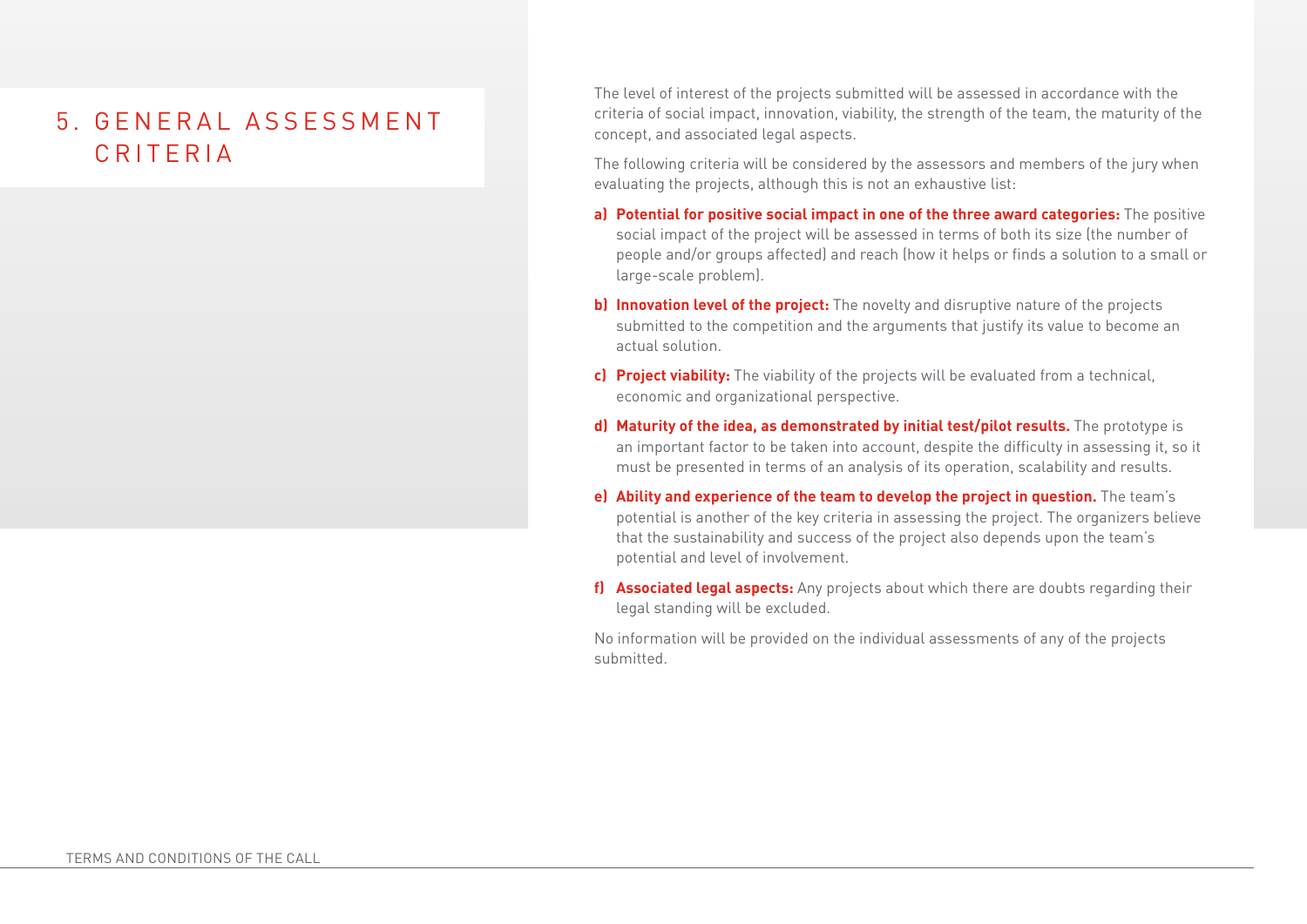# 5. GENERAL ASSESSMENT CRITERIA

The level of interest of the projects submitted will be assessed in accordance with the criteria of social impact, innovation, viability, the strength of the team, the maturity of the concept, and associated legal aspects.

The following criteria will be considered by the assessors and members of the jury when evaluating the projects, although this is not an exhaustive list:

**a) Potential for positive social impact in one of the three award categories:** The positive social impact of the project will be assessed in terms of both its size (the number of people and/or groups affected) and reach (how it helps or finds a solution to a small or large-scale problem).

**b) Innovation level of the project:** The novelty and disruptive nature of the projects submitted to the competition and the arguments that justify its value to become an actual solution.

**c) Project viability:** The viability of the projects will be evaluated from a technical, economic and organizational perspective.

**d) Maturity of the idea, as demonstrated by initial test/pilot results.** The prototype is an important factor to be taken into account, despite the difficulty in assessing it, so it must be presented in terms of an analysis of its operation, scalability and results.

**e) Ability and experience of the team to develop the project in question.** The team's potential is another of the key criteria in assessing the project. The organizers believe that the sustainability and success of the project also depends upon the team's potential and level of involvement.

**f) Associated legal aspects:** Any projects about which there are doubts regarding their legal standing will be excluded.

No information will be provided on the individual assessments of any of the projects submitted.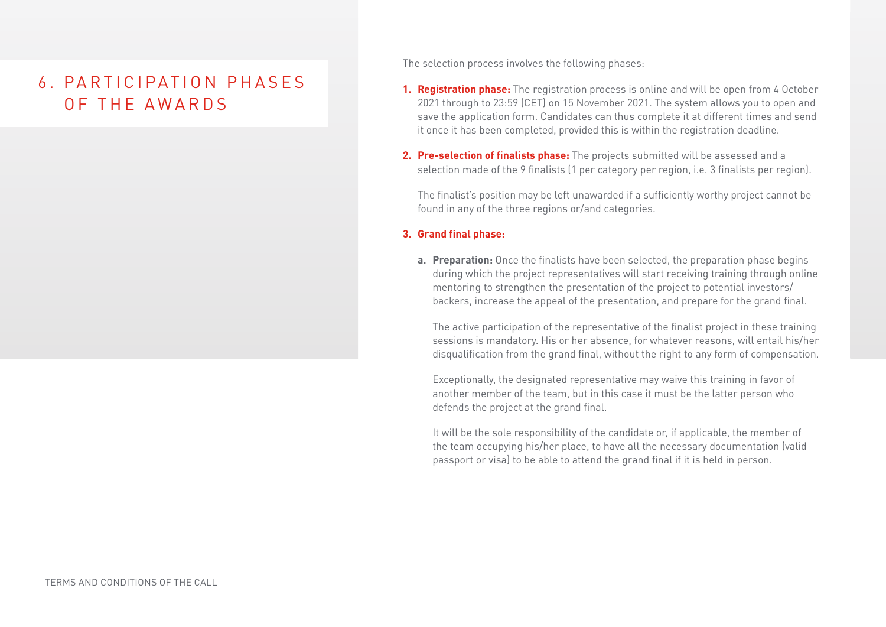# 6. PARTICIPATION PHASES OF THE AWARDS

The selection process involves the following phases:

1. **Registration phase:** The registration process is online and will be open from 4 October 2021 through to 23:59 (CET) on 15 November 2021. The system allows you to open and save the application form. Candidates can thus complete it at different times and send it once it has been completed, provided this is within the registration deadline.

2. **Pre-selection of finalists phase:** The projects submitted will be assessed and a selection made of the 9 finalists (1 per category per region, i.e. 3 finalists per region).

   The finalist's position may be left unawarded if a sufficiently worthy project cannot be found in any of the three regions or/and categories.

3. **Grand final phase:**

   a. **Preparation:** Once the finalists have been selected, the preparation phase begins during which the project representatives will start receiving training through online mentoring to strengthen the presentation of the project to potential investors/backers, increase the appeal of the presentation, and prepare for the grand final.

      The active participation of the representative of the finalist project in these training sessions is mandatory. His or her absence, for whatever reasons, will entail his/her disqualification from the grand final, without the right to any form of compensation.

      Exceptionally, the designated representative may waive this training in favor of another member of the team, but in this case it must be the latter person who defends the project at the grand final.

      It will be the sole responsibility of the candidate or, if applicable, the member of the team occupying his/her place, to have all the necessary documentation (valid passport or visa) to be able to attend the grand final if it is held in person.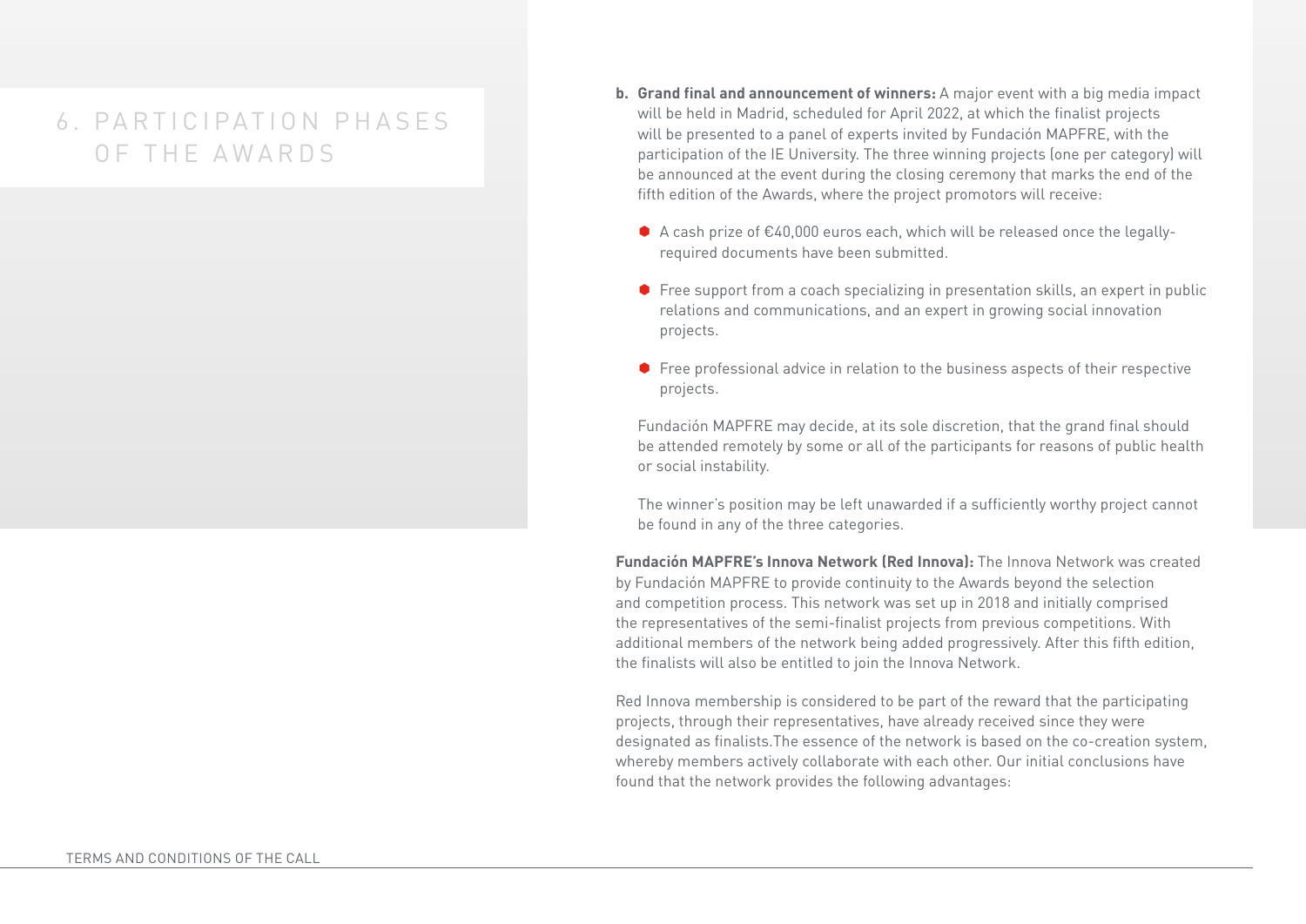# 6. PARTICIPATION PHASES OF THE AWARDS

**b. Grand final and announcement of winners:** A major event with a big media impact will be held in Madrid, scheduled for April 2022, at which the finalist projects will be presented to a panel of experts invited by Fundación MAPFRE, with the participation of the IE University. The three winning projects (one per category) will be announced at the event during the closing ceremony that marks the end of the fifth edition of the Awards, where the project promotors will receive:

- A cash prize of €40,000 euros each, which will be released once the legally-required documents have been submitted.
- Free support from a coach specializing in presentation skills, an expert in public relations and communications, and an expert in growing social innovation projects.
- Free professional advice in relation to the business aspects of their respective projects.

Fundación MAPFRE may decide, at its sole discretion, that the grand final should be attended remotely by some or all of the participants for reasons of public health or social instability.

The winner's position may be left unawarded if a sufficiently worthy project cannot be found in any of the three categories.

**Fundación MAPFRE's Innova Network (Red Innova):** The Innova Network was created by Fundación MAPFRE to provide continuity to the Awards beyond the selection and competition process. This network was set up in 2018 and initially comprised the representatives of the semi-finalist projects from previous competitions. With additional members of the network being added progressively. After this fifth edition, the finalists will also be entitled to join the Innova Network.

Red Innova membership is considered to be part of the reward that the participating projects, through their representatives, have already received since they were designated as finalists.The essence of the network is based on the co-creation system, whereby members actively collaborate with each other. Our initial conclusions have found that the network provides the following advantages: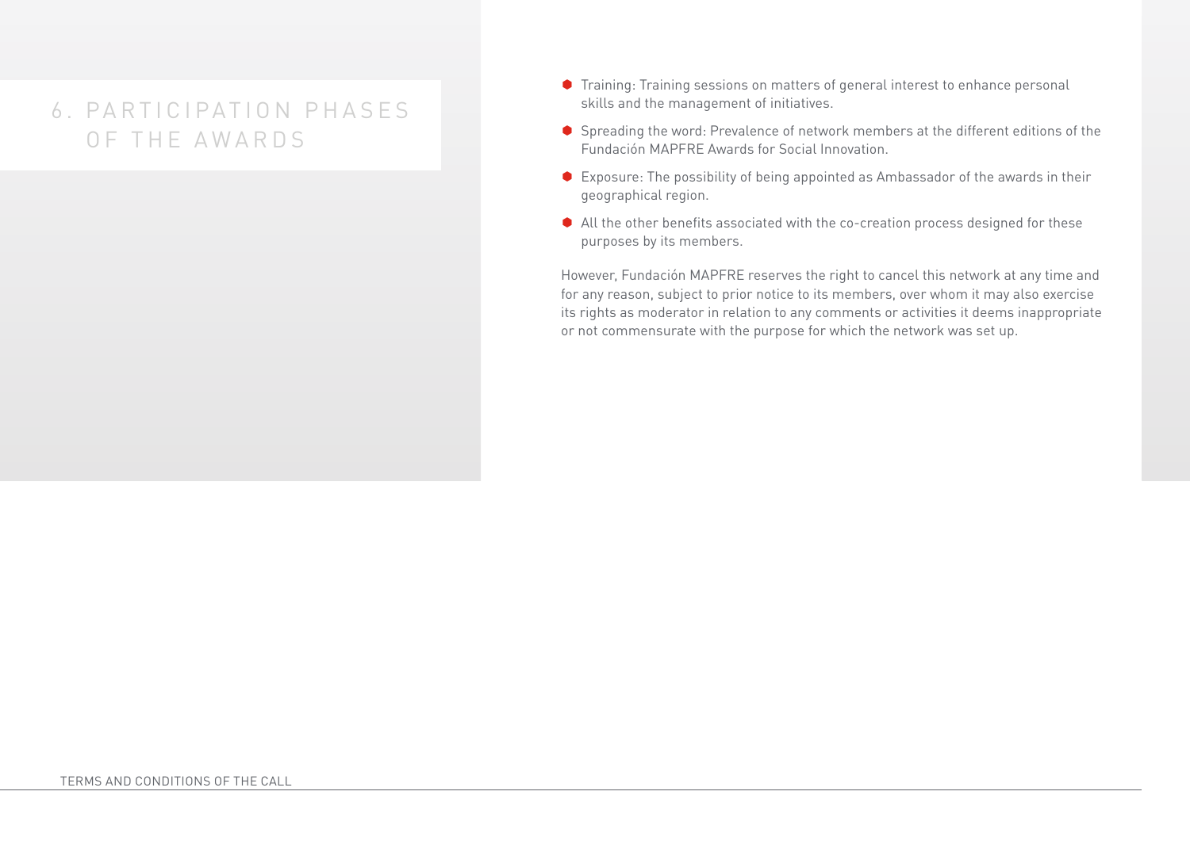# 6. PARTICIPATION PHASES OF THE AWARDS

- Training: Training sessions on matters of general interest to enhance personal skills and the management of initiatives.
- Spreading the word: Prevalence of network members at the different editions of the Fundación MAPFRE Awards for Social Innovation.
- Exposure: The possibility of being appointed as Ambassador of the awards in their geographical region.
- All the other benefits associated with the co-creation process designed for these purposes by its members.

However, Fundación MAPFRE reserves the right to cancel this network at any time and for any reason, subject to prior notice to its members, over whom it may also exercise its rights as moderator in relation to any comments or activities it deems inappropriate or not commensurate with the purpose for which the network was set up.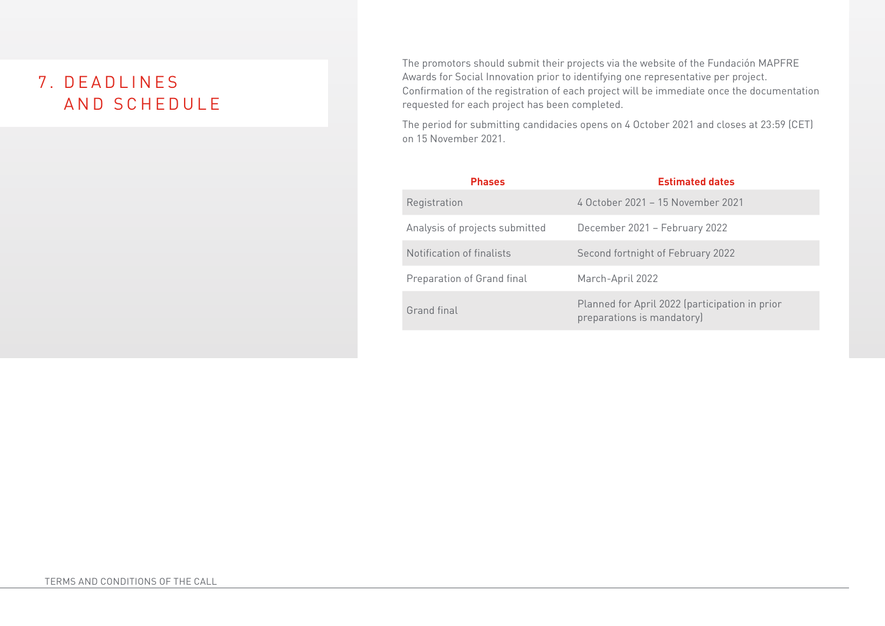# 7. DEADLINES AND SCHEDULE

The promotors should submit their projects via the website of the Fundación MAPFRE Awards for Social Innovation prior to identifying one representative per project. Confirmation of the registration of each project will be immediate once the documentation requested for each project has been completed.

The period for submitting candidacies opens on 4 October 2021 and closes at 23:59 (CET) on 15 November 2021.

| Phases | Estimated dates |
|---|---|
| Registration | 4 October 2021 – 15 November 2021 |
| Analysis of projects submitted | December 2021 – February 2022 |
| Notification of finalists | Second fortnight of February 2022 |
| Preparation of Grand final | March-April 2022 |
| Grand final | Planned for April 2022 (participation in prior preparations is mandatory) |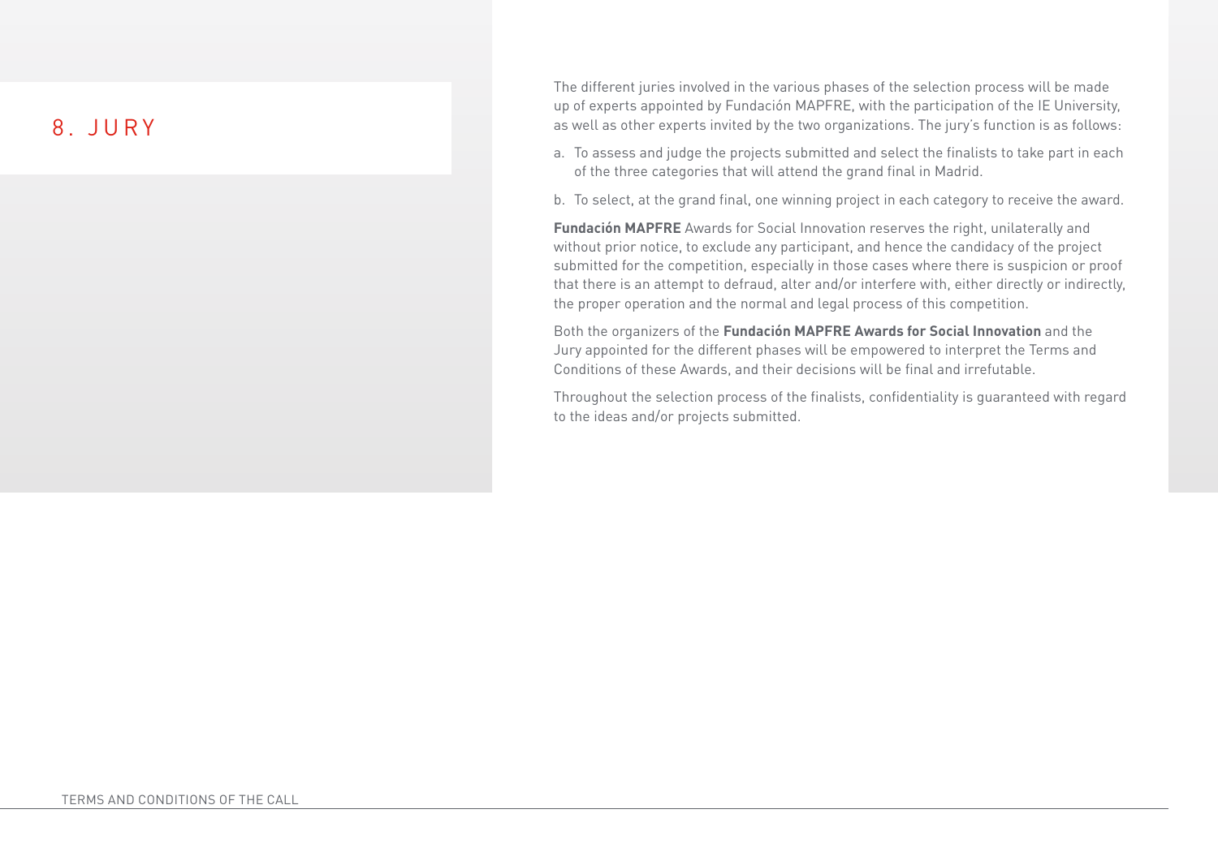## 8. JURY

The different juries involved in the various phases of the selection process will be made up of experts appointed by Fundación MAPFRE, with the participation of the IE University, as well as other experts invited by the two organizations. The jury's function is as follows:

a. To assess and judge the projects submitted and select the finalists to take part in each of the three categories that will attend the grand final in Madrid.

b. To select, at the grand final, one winning project in each category to receive the award.

**Fundación MAPFRE** Awards for Social Innovation reserves the right, unilaterally and without prior notice, to exclude any participant, and hence the candidacy of the project submitted for the competition, especially in those cases where there is suspicion or proof that there is an attempt to defraud, alter and/or interfere with, either directly or indirectly, the proper operation and the normal and legal process of this competition.

Both the organizers of the **Fundación MAPFRE Awards for Social Innovation** and the Jury appointed for the different phases will be empowered to interpret the Terms and Conditions of these Awards, and their decisions will be final and irrefutable.

Throughout the selection process of the finalists, confidentiality is guaranteed with regard to the ideas and/or projects submitted.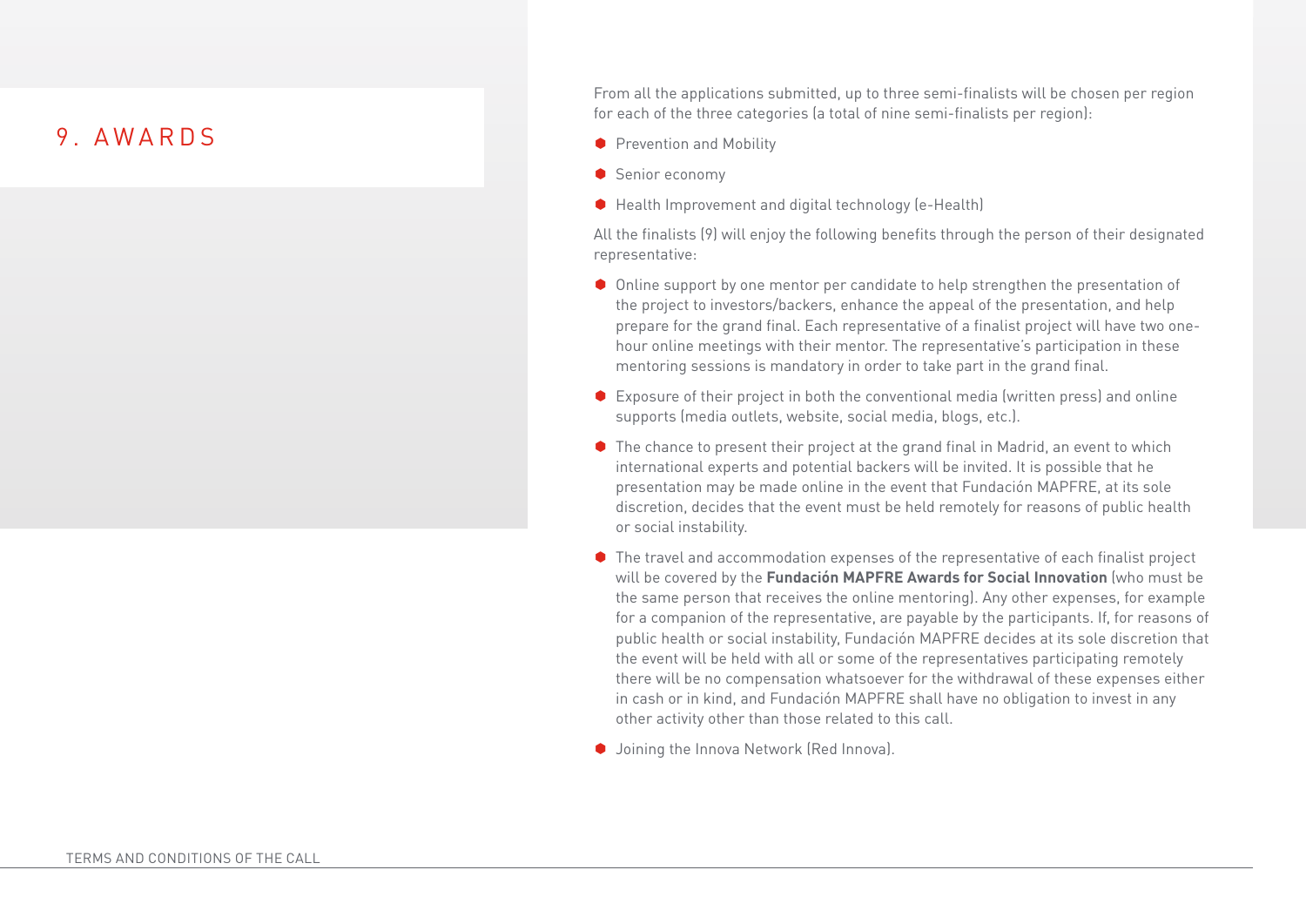# 9. AWARDS

From all the applications submitted, up to three semi-finalists will be chosen per region for each of the three categories (a total of nine semi-finalists per region):

- Prevention and Mobility
- Senior economy
- Health Improvement and digital technology (e-Health)

All the finalists (9) will enjoy the following benefits through the person of their designated representative:

- Online support by one mentor per candidate to help strengthen the presentation of the project to investors/backers, enhance the appeal of the presentation, and help prepare for the grand final. Each representative of a finalist project will have two one-hour online meetings with their mentor. The representative's participation in these mentoring sessions is mandatory in order to take part in the grand final.
- Exposure of their project in both the conventional media (written press) and online supports (media outlets, website, social media, blogs, etc.).
- The chance to present their project at the grand final in Madrid, an event to which international experts and potential backers will be invited. It is possible that he presentation may be made online in the event that Fundación MAPFRE, at its sole discretion, decides that the event must be held remotely for reasons of public health or social instability.
- The travel and accommodation expenses of the representative of each finalist project will be covered by the **Fundación MAPFRE Awards for Social Innovation** (who must be the same person that receives the online mentoring). Any other expenses, for example for a companion of the representative, are payable by the participants. If, for reasons of public health or social instability, Fundación MAPFRE decides at its sole discretion that the event will be held with all or some of the representatives participating remotely there will be no compensation whatsoever for the withdrawal of these expenses either in cash or in kind, and Fundación MAPFRE shall have no obligation to invest in any other activity other than those related to this call.
- Joining the Innova Network (Red Innova).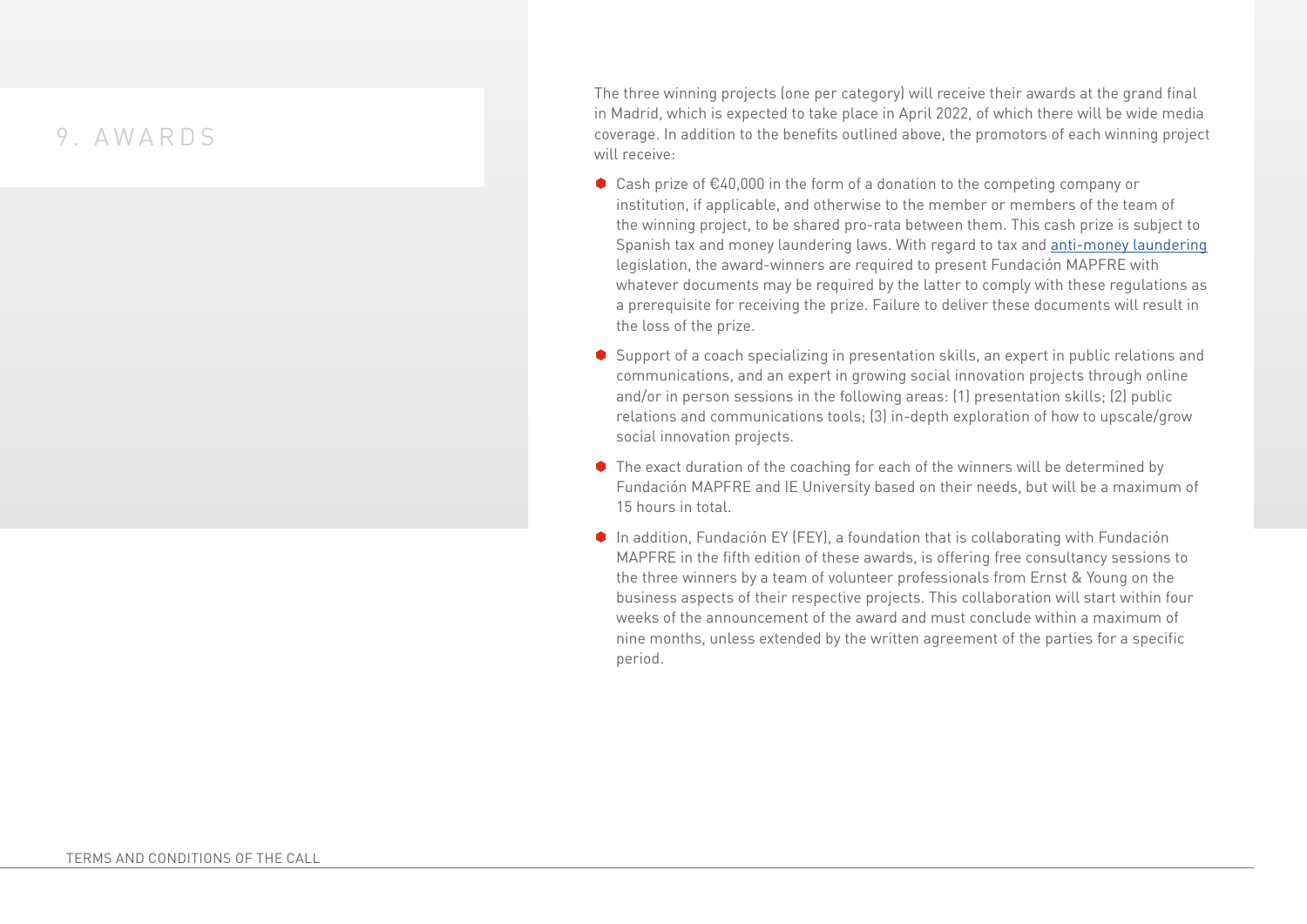## 9. AWARDS

The three winning projects (one per category) will receive their awards at the grand final in Madrid, which is expected to take place in April 2022, of which there will be wide media coverage. In addition to the benefits outlined above, the promotors of each winning project will receive:

- Cash prize of €40,000 in the form of a donation to the competing company or institution, if applicable, and otherwise to the member or members of the team of the winning project, to be shared pro-rata between them. This cash prize is subject to Spanish tax and money laundering laws. With regard to tax and anti-money laundering legislation, the award-winners are required to present Fundación MAPFRE with whatever documents may be required by the latter to comply with these regulations as a prerequisite for receiving the prize. Failure to deliver these documents will result in the loss of the prize.
- Support of a coach specializing in presentation skills, an expert in public relations and communications, and an expert in growing social innovation projects through online and/or in person sessions in the following areas: (1) presentation skills; (2) public relations and communications tools; (3) in-depth exploration of how to upscale/grow social innovation projects.
- The exact duration of the coaching for each of the winners will be determined by Fundación MAPFRE and IE University based on their needs, but will be a maximum of 15 hours in total.
- In addition, Fundación EY (FEY), a foundation that is collaborating with Fundación MAPFRE in the fifth edition of these awards, is offering free consultancy sessions to the three winners by a team of volunteer professionals from Ernst & Young on the business aspects of their respective projects. This collaboration will start within four weeks of the announcement of the award and must conclude within a maximum of nine months, unless extended by the written agreement of the parties for a specific period.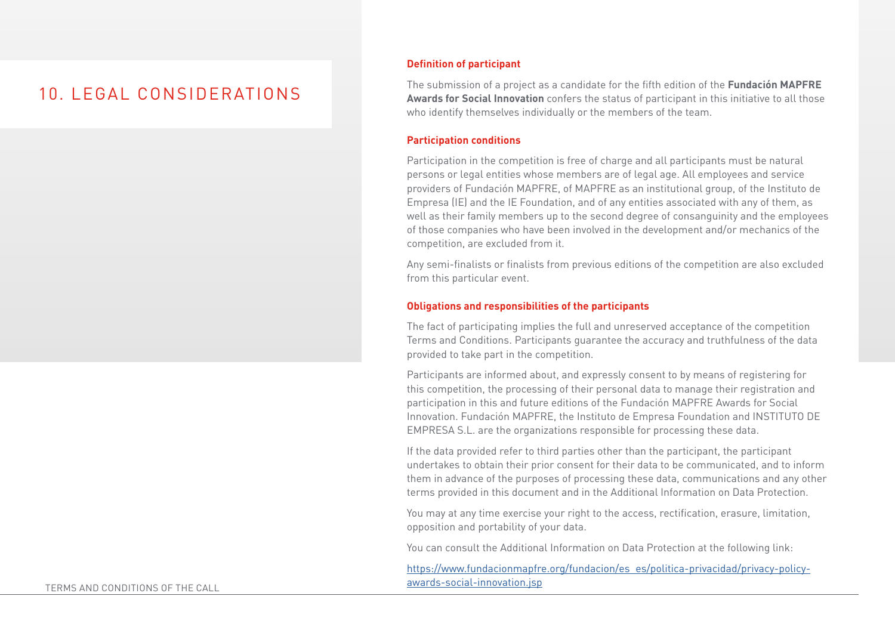# 10. LEGAL CONSIDERATIONS

### Definition of participant

The submission of a project as a candidate for the fifth edition of the **Fundación MAPFRE Awards for Social Innovation** confers the status of participant in this initiative to all those who identify themselves individually or the members of the team.

### Participation conditions

Participation in the competition is free of charge and all participants must be natural persons or legal entities whose members are of legal age. All employees and service providers of Fundación MAPFRE, of MAPFRE as an institutional group, of the Instituto de Empresa (IE) and the IE Foundation, and of any entities associated with any of them, as well as their family members up to the second degree of consanguinity and the employees of those companies who have been involved in the development and/or mechanics of the competition, are excluded from it.

Any semi-finalists or finalists from previous editions of the competition are also excluded from this particular event.

### Obligations and responsibilities of the participants

The fact of participating implies the full and unreserved acceptance of the competition Terms and Conditions. Participants guarantee the accuracy and truthfulness of the data provided to take part in the competition.

Participants are informed about, and expressly consent to by means of registering for this competition, the processing of their personal data to manage their registration and participation in this and future editions of the Fundación MAPFRE Awards for Social Innovation. Fundación MAPFRE, the Instituto de Empresa Foundation and INSTITUTO DE EMPRESA S.L. are the organizations responsible for processing these data.

If the data provided refer to third parties other than the participant, the participant undertakes to obtain their prior consent for their data to be communicated, and to inform them in advance of the purposes of processing these data, communications and any other terms provided in this document and in the Additional Information on Data Protection.

You may at any time exercise your right to the access, rectification, erasure, limitation, opposition and portability of your data.

You can consult the Additional Information on Data Protection at the following link:

https://www.fundacionmapfre.org/fundacion/es_es/politica-privacidad/privacy-policy-awards-social-innovation.jsp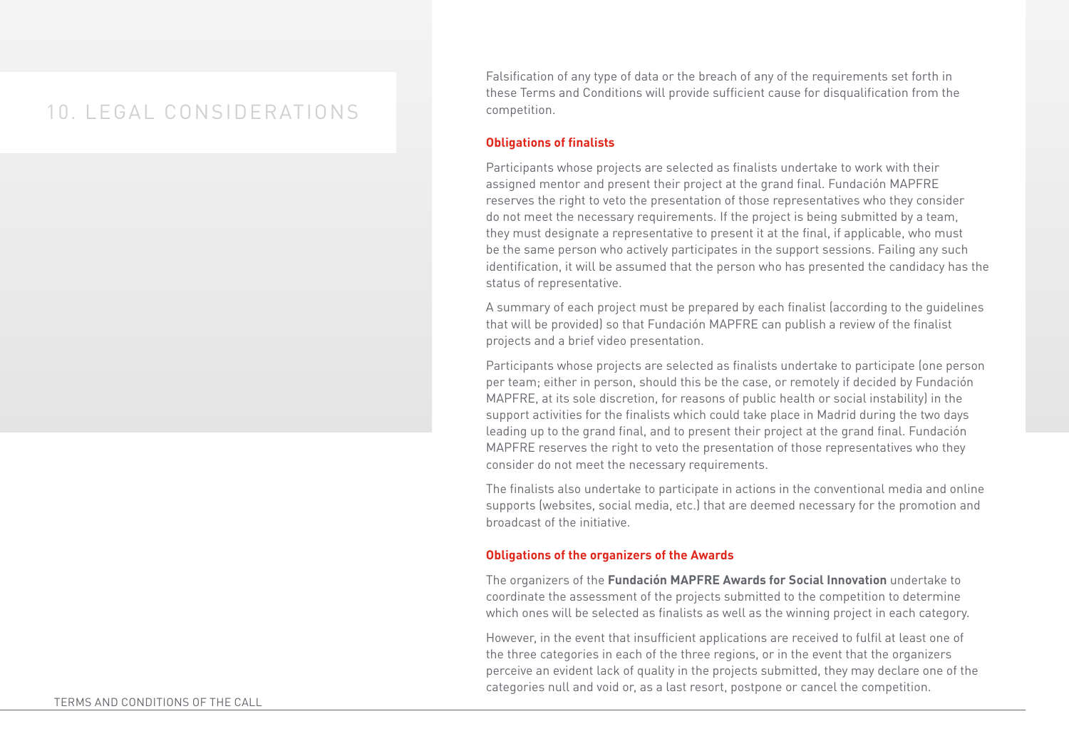# 10. LEGAL CONSIDERATIONS

Falsification of any type of data or the breach of any of the requirements set forth in these Terms and Conditions will provide sufficient cause for disqualification from the competition.

### Obligations of finalists

Participants whose projects are selected as finalists undertake to work with their assigned mentor and present their project at the grand final. Fundación MAPFRE reserves the right to veto the presentation of those representatives who they consider do not meet the necessary requirements. If the project is being submitted by a team, they must designate a representative to present it at the final, if applicable, who must be the same person who actively participates in the support sessions. Failing any such identification, it will be assumed that the person who has presented the candidacy has the status of representative.

A summary of each project must be prepared by each finalist (according to the guidelines that will be provided) so that Fundación MAPFRE can publish a review of the finalist projects and a brief video presentation.

Participants whose projects are selected as finalists undertake to participate (one person per team; either in person, should this be the case, or remotely if decided by Fundación MAPFRE, at its sole discretion, for reasons of public health or social instability) in the support activities for the finalists which could take place in Madrid during the two days leading up to the grand final, and to present their project at the grand final. Fundación MAPFRE reserves the right to veto the presentation of those representatives who they consider do not meet the necessary requirements.

The finalists also undertake to participate in actions in the conventional media and online supports (websites, social media, etc.) that are deemed necessary for the promotion and broadcast of the initiative.

### Obligations of the organizers of the Awards

The organizers of the **Fundación MAPFRE Awards for Social Innovation** undertake to coordinate the assessment of the projects submitted to the competition to determine which ones will be selected as finalists as well as the winning project in each category.

However, in the event that insufficient applications are received to fulfil at least one of the three categories in each of the three regions, or in the event that the organizers perceive an evident lack of quality in the projects submitted, they may declare one of the categories null and void or, as a last resort, postpone or cancel the competition.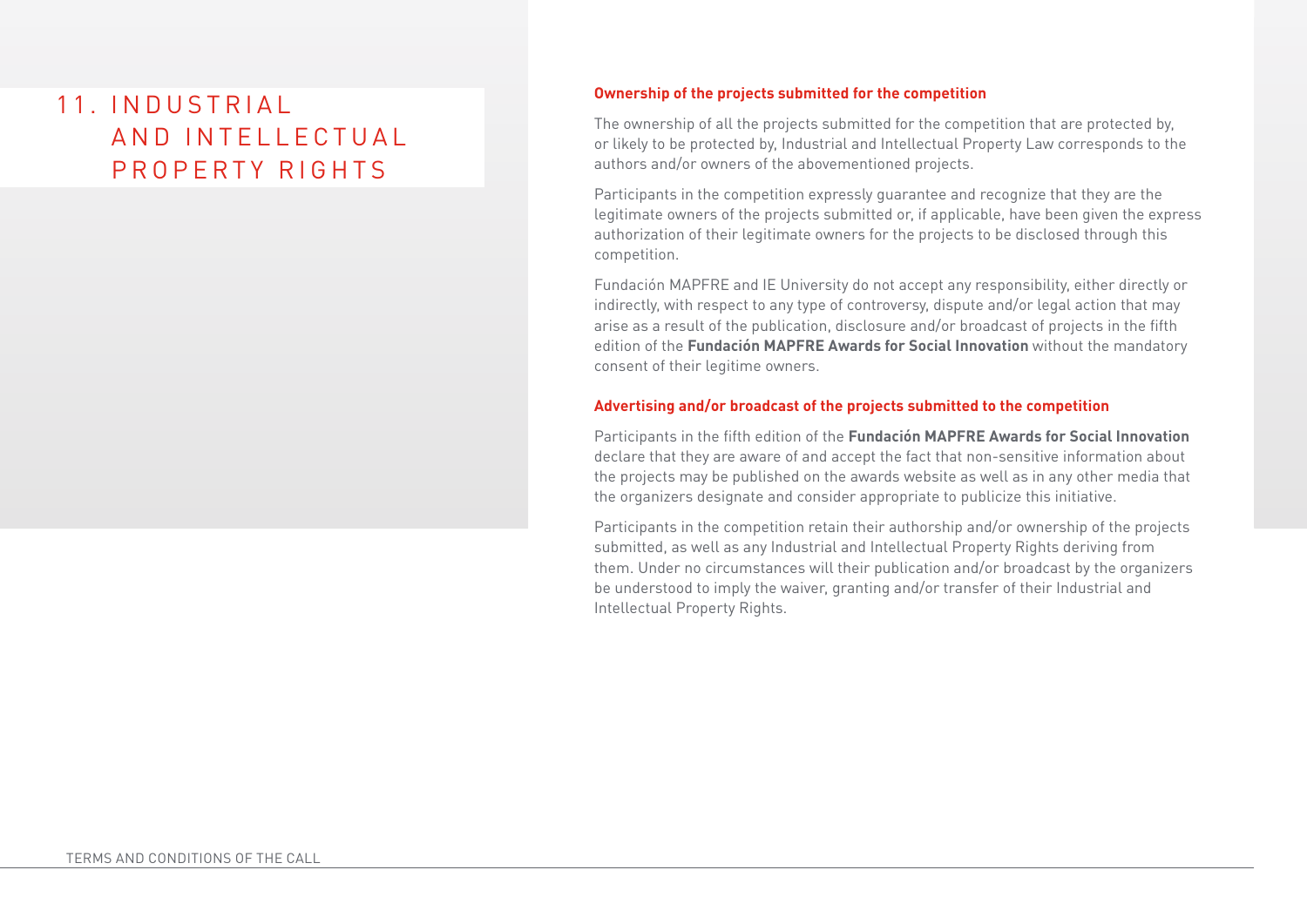# 11. INDUSTRIAL AND INTELLECTUAL PROPERTY RIGHTS

### Ownership of the projects submitted for the competition

The ownership of all the projects submitted for the competition that are protected by, or likely to be protected by, Industrial and Intellectual Property Law corresponds to the authors and/or owners of the abovementioned projects.

Participants in the competition expressly guarantee and recognize that they are the legitimate owners of the projects submitted or, if applicable, have been given the express authorization of their legitimate owners for the projects to be disclosed through this competition.

Fundación MAPFRE and IE University do not accept any responsibility, either directly or indirectly, with respect to any type of controversy, dispute and/or legal action that may arise as a result of the publication, disclosure and/or broadcast of projects in the fifth edition of the **Fundación MAPFRE Awards for Social Innovation** without the mandatory consent of their legitime owners.

### Advertising and/or broadcast of the projects submitted to the competition

Participants in the fifth edition of the **Fundación MAPFRE Awards for Social Innovation** declare that they are aware of and accept the fact that non-sensitive information about the projects may be published on the awards website as well as in any other media that the organizers designate and consider appropriate to publicize this initiative.

Participants in the competition retain their authorship and/or ownership of the projects submitted, as well as any Industrial and Intellectual Property Rights deriving from them. Under no circumstances will their publication and/or broadcast by the organizers be understood to imply the waiver, granting and/or transfer of their Industrial and Intellectual Property Rights.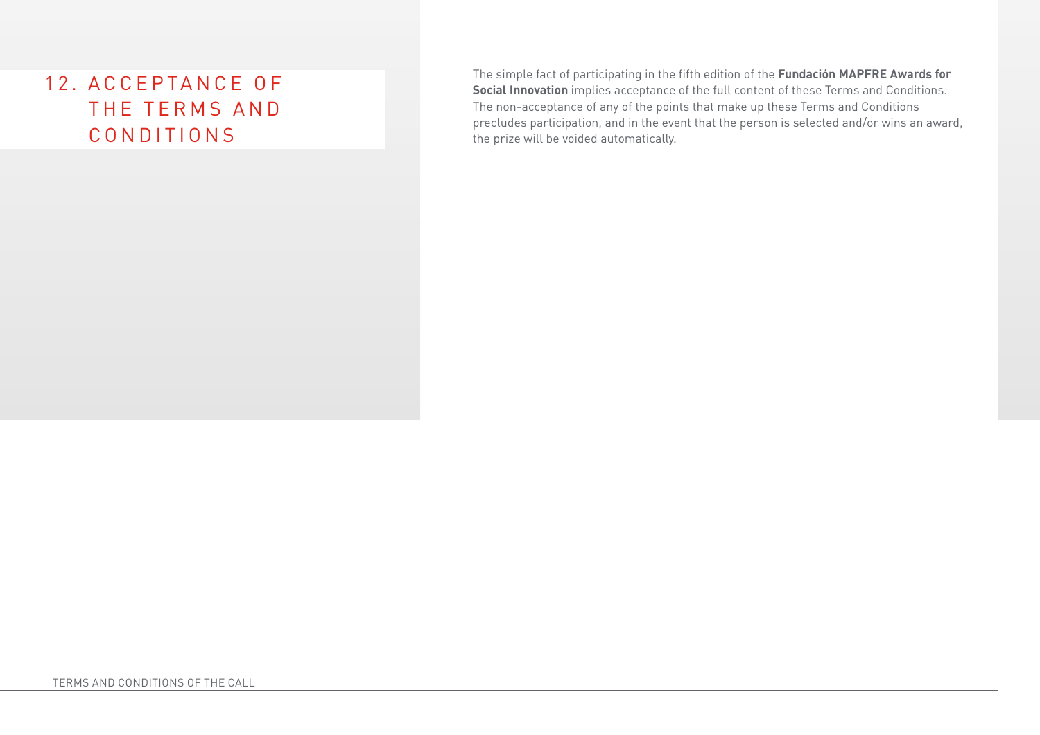## 12. ACCEPTANCE OF THE TERMS AND CONDITIONS

The simple fact of participating in the fifth edition of the **Fundación MAPFRE Awards for Social Innovation** implies acceptance of the full content of these Terms and Conditions. The non-acceptance of any of the points that make up these Terms and Conditions precludes participation, and in the event that the person is selected and/or wins an award, the prize will be voided automatically.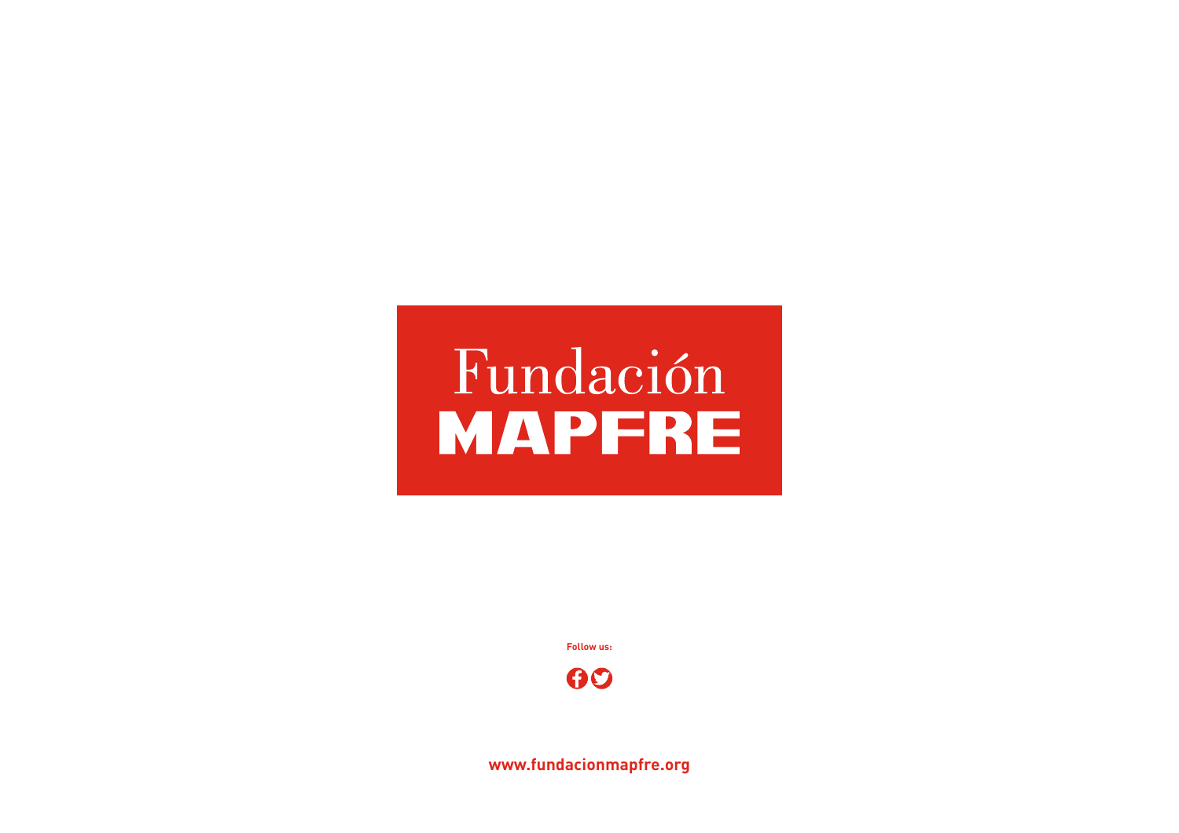Fundación
MAPFRE

Follow us:

www.fundacionmapfre.org